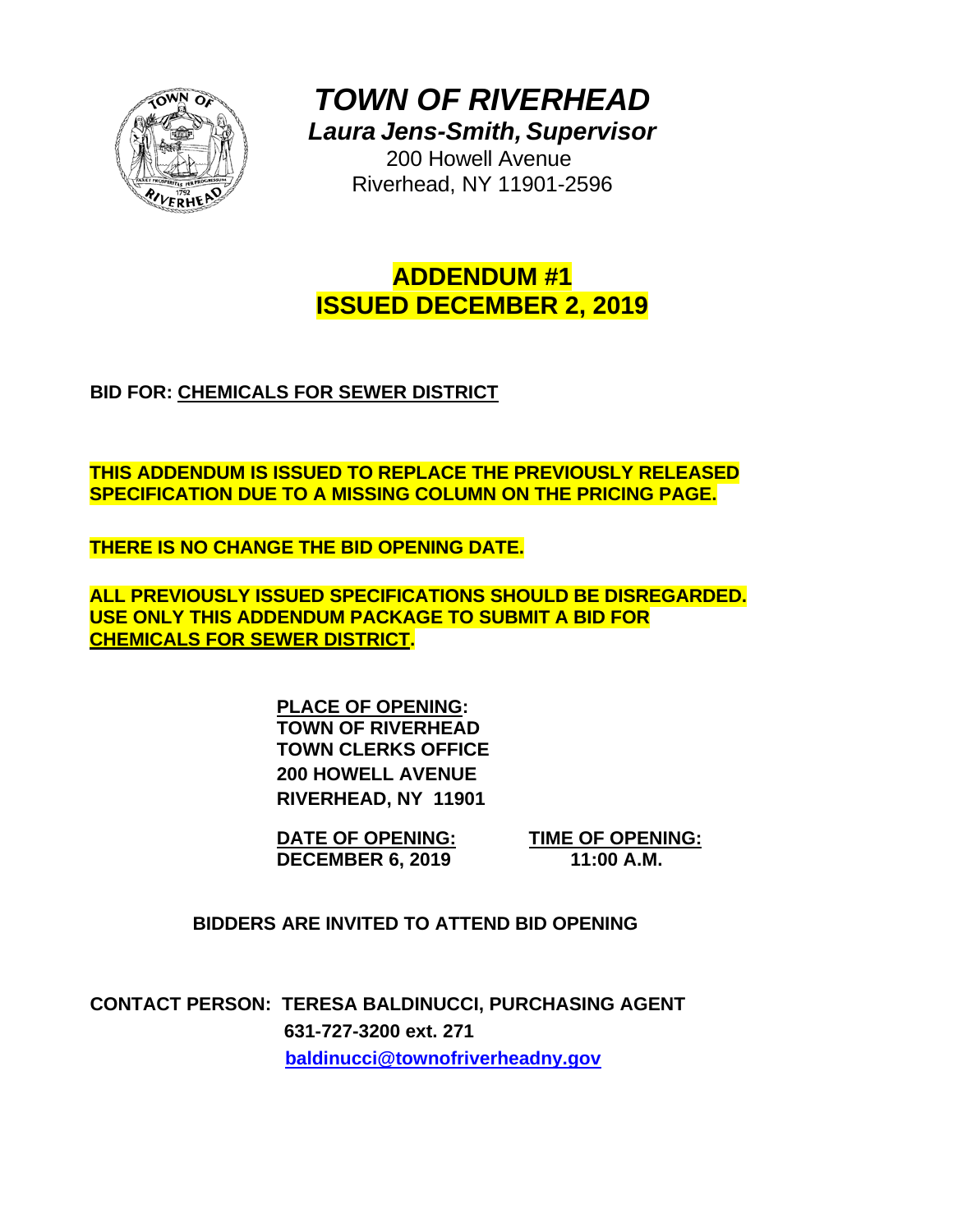# *TOWN OF RIVERHEAD*

***Laura Jens-Smith, Supervisor***

200 Howell Avenue
Riverhead, NY 11901-2596

## ADDENDUM #1
## ISSUED DECEMBER 2, 2019

**BID FOR: CHEMICALS FOR SEWER DISTRICT**

**THIS ADDENDUM IS ISSUED TO REPLACE THE PREVIOUSLY RELEASED SPECIFICATION DUE TO A MISSING COLUMN ON THE PRICING PAGE.**

**THERE IS NO CHANGE THE BID OPENING DATE.**

**ALL PREVIOUSLY ISSUED SPECIFICATIONS SHOULD BE DISREGARDED. USE ONLY THIS ADDENDUM PACKAGE TO SUBMIT A BID FOR CHEMICALS FOR SEWER DISTRICT.**

**PLACE OF OPENING:**
**TOWN OF RIVERHEAD**
**TOWN CLERKS OFFICE**
**200 HOWELL AVENUE**
**RIVERHEAD, NY 11901**

**DATE OF OPENING:** DECEMBER 6, 2019
**TIME OF OPENING:** 11:00 A.M.

**BIDDERS ARE INVITED TO ATTEND BID OPENING**

**CONTACT PERSON: TERESA BALDINUCCI, PURCHASING AGENT**
**631-727-3200 ext. 271**
**baldinucci@townofriverheadny.gov**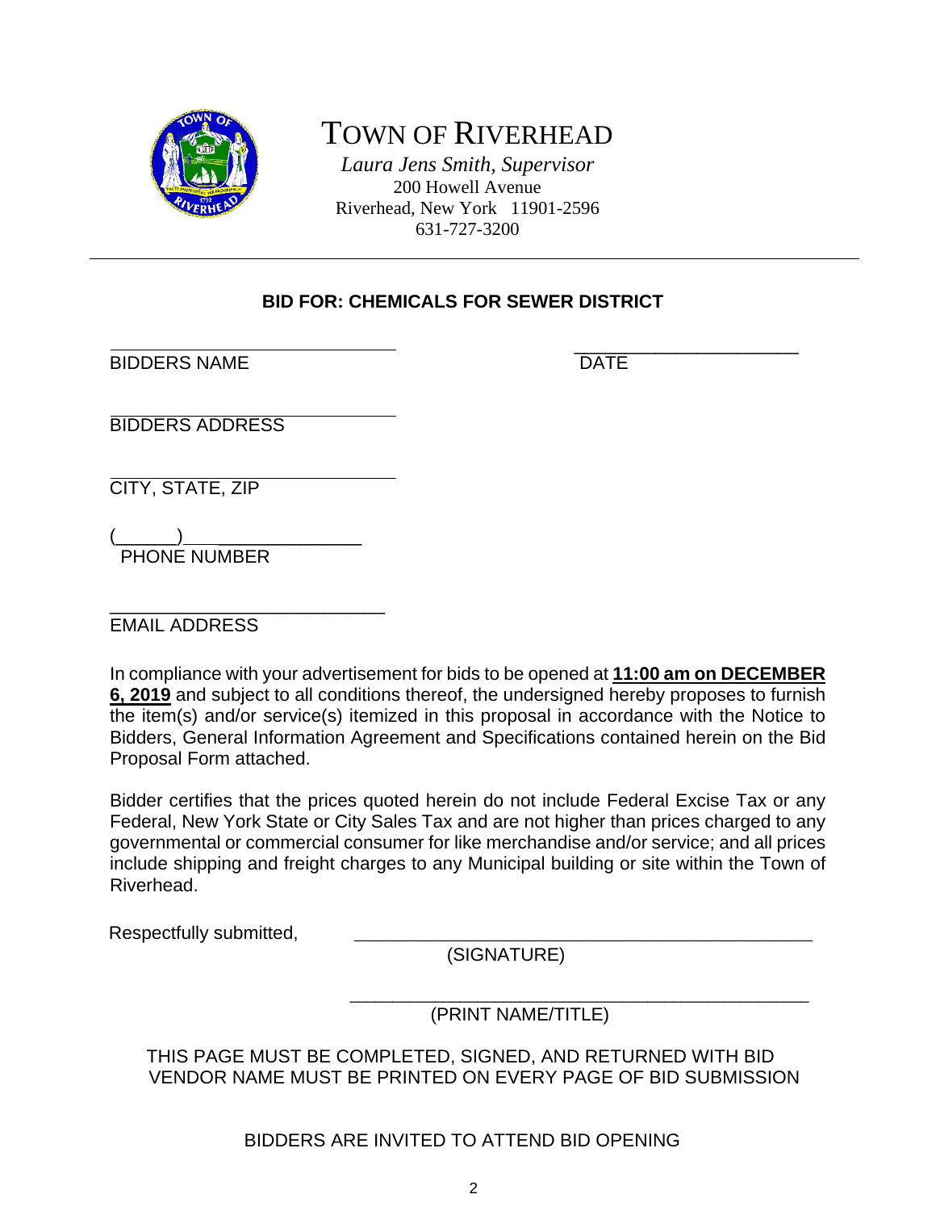# TOWN OF RIVERHEAD

*Laura Jens Smith, Supervisor*
200 Howell Avenue
Riverhead, New York 11901-2596
631-727-3200

---

**BID FOR: CHEMICALS FOR SEWER DISTRICT**

\_\_\_\_\_\_\_\_\_\_\_\_\_\_\_\_\_\_\_\_\_\_\_\_\_\_\_\_\_\_ \_\_\_\_\_\_\_\_\_\_\_\_\_\_\_\_\_\_\_\_\_\_\_\_
BIDDERS NAME DATE

\_\_\_\_\_\_\_\_\_\_\_\_\_\_\_\_\_\_\_\_\_\_\_\_\_\_\_\_\_\_
BIDDERS ADDRESS

\_\_\_\_\_\_\_\_\_\_\_\_\_\_\_\_\_\_\_\_\_\_\_\_\_\_\_\_\_\_
CITY, STATE, ZIP

(\_\_\_\_\_\_)\_\_\_\_\_\_\_\_\_\_\_\_\_\_\_\_\_\_
PHONE NUMBER

\_\_\_\_\_\_\_\_\_\_\_\_\_\_\_\_\_\_\_\_\_\_\_\_\_\_\_\_\_\_
EMAIL ADDRESS

In compliance with your advertisement for bids to be opened at **11:00 am on DECEMBER 6, 2019** and subject to all conditions thereof, the undersigned hereby proposes to furnish the item(s) and/or service(s) itemized in this proposal in accordance with the Notice to Bidders, General Information Agreement and Specifications contained herein on the Bid Proposal Form attached.

Bidder certifies that the prices quoted herein do not include Federal Excise Tax or any Federal, New York State or City Sales Tax and are not higher than prices charged to any governmental or commercial consumer for like merchandise and/or service; and all prices include shipping and freight charges to any Municipal building or site within the Town of Riverhead.

Respectfully submitted, \_\_\_\_\_\_\_\_\_\_\_\_\_\_\_\_\_\_\_\_\_\_\_\_\_\_\_\_\_\_\_\_\_\_\_\_\_\_\_\_\_\_\_\_\_\_
(SIGNATURE)

\_\_\_\_\_\_\_\_\_\_\_\_\_\_\_\_\_\_\_\_\_\_\_\_\_\_\_\_\_\_\_\_\_\_\_\_\_\_\_\_\_\_\_\_\_\_
(PRINT NAME/TITLE)

THIS PAGE MUST BE COMPLETED, SIGNED, AND RETURNED WITH BID
VENDOR NAME MUST BE PRINTED ON EVERY PAGE OF BID SUBMISSION

BIDDERS ARE INVITED TO ATTEND BID OPENING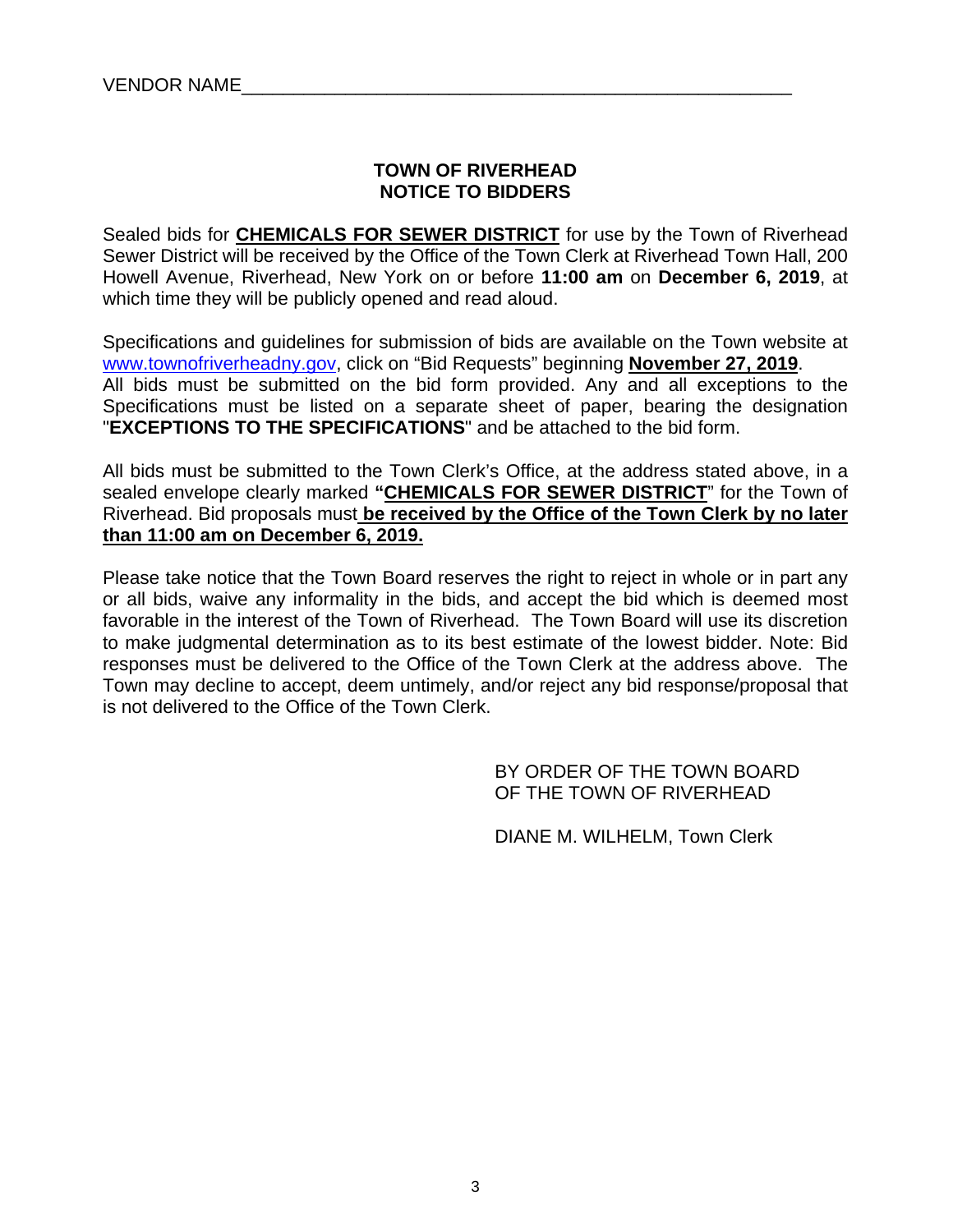VENDOR NAME_____________________________________________________

**TOWN OF RIVERHEAD**
**NOTICE TO BIDDERS**

Sealed bids for **CHEMICALS FOR SEWER DISTRICT** for use by the Town of Riverhead Sewer District will be received by the Office of the Town Clerk at Riverhead Town Hall, 200 Howell Avenue, Riverhead, New York on or before **11:00 am** on **December 6, 2019**, at which time they will be publicly opened and read aloud.

Specifications and guidelines for submission of bids are available on the Town website at www.townofriverheadny.gov, click on "Bid Requests" beginning **November 27, 2019**.
All bids must be submitted on the bid form provided. Any and all exceptions to the Specifications must be listed on a separate sheet of paper, bearing the designation "**EXCEPTIONS TO THE SPECIFICATIONS**" and be attached to the bid form.

All bids must be submitted to the Town Clerk's Office, at the address stated above, in a sealed envelope clearly marked **"CHEMICALS FOR SEWER DISTRICT"** for the Town of Riverhead. Bid proposals must **be received by the Office of the Town Clerk by no later than 11:00 am on December 6, 2019.**

Please take notice that the Town Board reserves the right to reject in whole or in part any or all bids, waive any informality in the bids, and accept the bid which is deemed most favorable in the interest of the Town of Riverhead. The Town Board will use its discretion to make judgmental determination as to its best estimate of the lowest bidder. Note: Bid responses must be delivered to the Office of the Town Clerk at the address above. The Town may decline to accept, deem untimely, and/or reject any bid response/proposal that is not delivered to the Office of the Town Clerk.

BY ORDER OF THE TOWN BOARD
OF THE TOWN OF RIVERHEAD

DIANE M. WILHELM, Town Clerk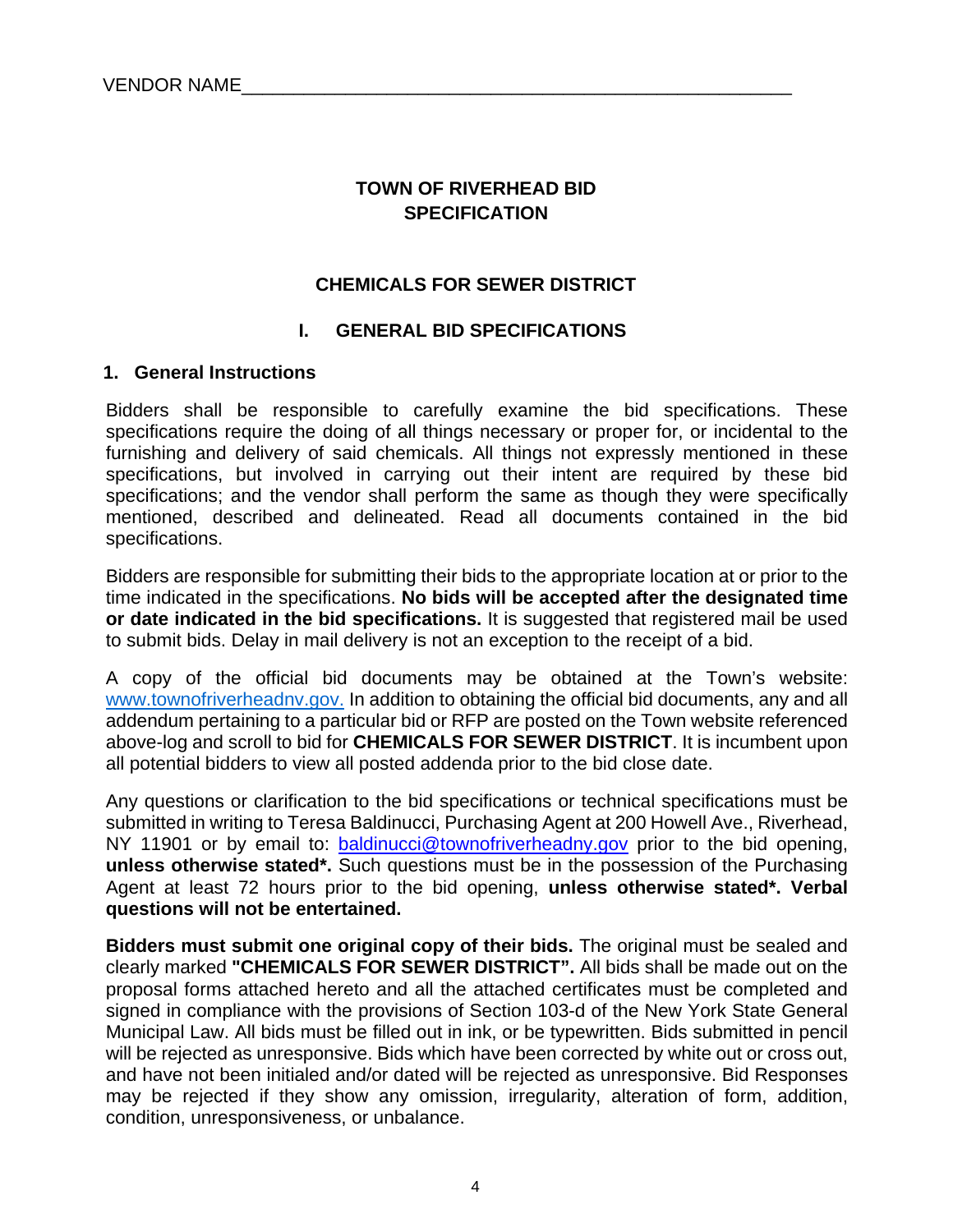VENDOR NAME_____________________________________________________

## TOWN OF RIVERHEAD BID SPECIFICATION

## CHEMICALS FOR SEWER DISTRICT

## I. GENERAL BID SPECIFICATIONS

### 1. General Instructions

Bidders shall be responsible to carefully examine the bid specifications. These specifications require the doing of all things necessary or proper for, or incidental to the furnishing and delivery of said chemicals. All things not expressly mentioned in these specifications, but involved in carrying out their intent are required by these bid specifications; and the vendor shall perform the same as though they were specifically mentioned, described and delineated. Read all documents contained in the bid specifications.

Bidders are responsible for submitting their bids to the appropriate location at or prior to the time indicated in the specifications. **No bids will be accepted after the designated time or date indicated in the bid specifications.** It is suggested that registered mail be used to submit bids. Delay in mail delivery is not an exception to the receipt of a bid.

A copy of the official bid documents may be obtained at the Town's website: www.townofriverheadnv.gov. In addition to obtaining the official bid documents, any and all addendum pertaining to a particular bid or RFP are posted on the Town website referenced above-log and scroll to bid for **CHEMICALS FOR SEWER DISTRICT**. It is incumbent upon all potential bidders to view all posted addenda prior to the bid close date.

Any questions or clarification to the bid specifications or technical specifications must be submitted in writing to Teresa Baldinucci, Purchasing Agent at 200 Howell Ave., Riverhead, NY 11901 or by email to: baldinucci@townofriverheadny.gov prior to the bid opening, **unless otherwise stated*.** Such questions must be in the possession of the Purchasing Agent at least 72 hours prior to the bid opening, **unless otherwise stated*. Verbal questions will not be entertained.**

**Bidders must submit one original copy of their bids.** The original must be sealed and clearly marked **"CHEMICALS FOR SEWER DISTRICT".** All bids shall be made out on the proposal forms attached hereto and all the attached certificates must be completed and signed in compliance with the provisions of Section 103-d of the New York State General Municipal Law. All bids must be filled out in ink, or be typewritten. Bids submitted in pencil will be rejected as unresponsive. Bids which have been corrected by white out or cross out, and have not been initialed and/or dated will be rejected as unresponsive. Bid Responses may be rejected if they show any omission, irregularity, alteration of form, addition, condition, unresponsiveness, or unbalance.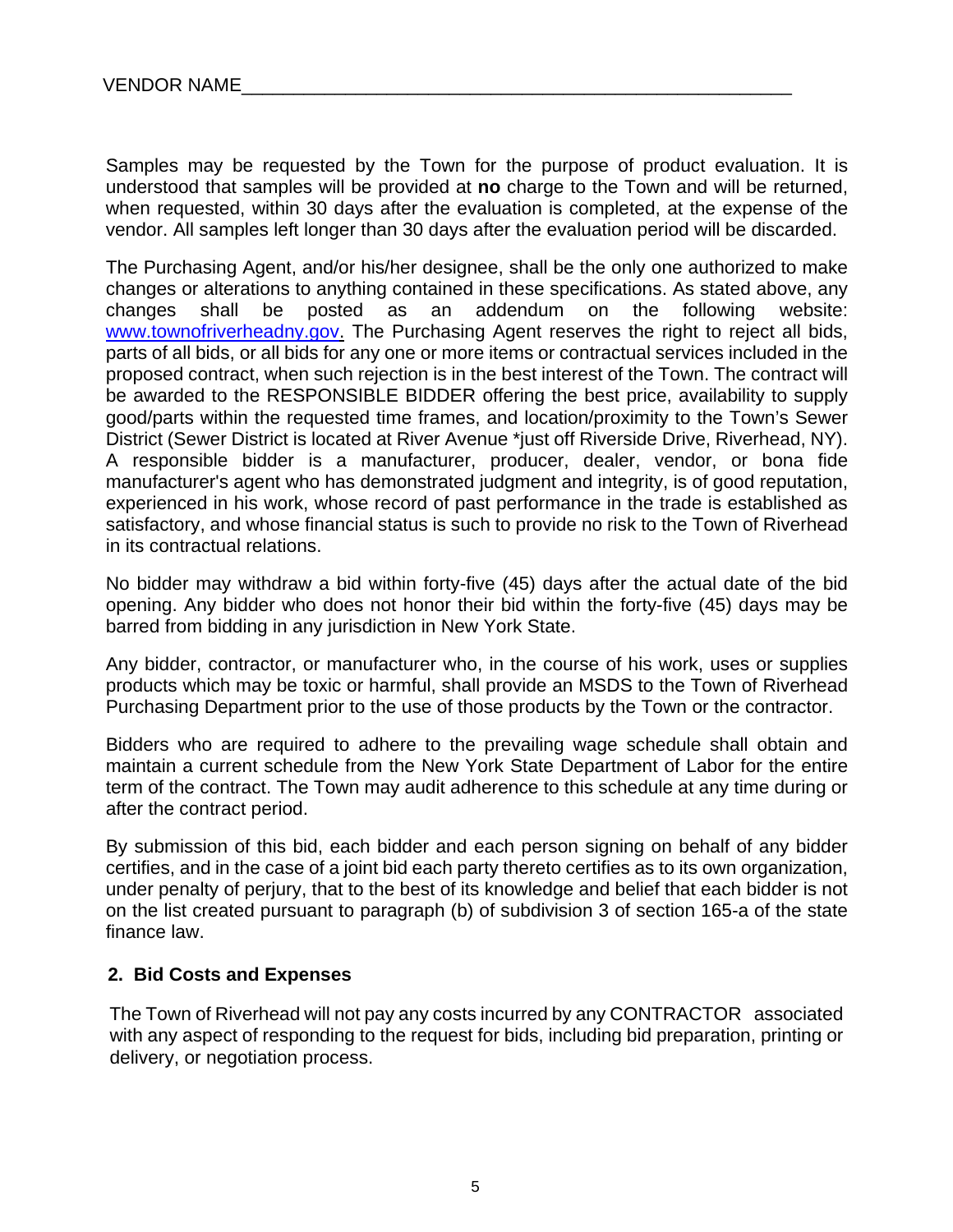VENDOR NAME_______________________________________________________

Samples may be requested by the Town for the purpose of product evaluation. It is understood that samples will be provided at **no** charge to the Town and will be returned, when requested, within 30 days after the evaluation is completed, at the expense of the vendor. All samples left longer than 30 days after the evaluation period will be discarded.

The Purchasing Agent, and/or his/her designee, shall be the only one authorized to make changes or alterations to anything contained in these specifications. As stated above, any changes shall be posted as an addendum on the following website: [www.townofriverheadny.gov](http://www.townofriverheadny.gov). The Purchasing Agent reserves the right to reject all bids, parts of all bids, or all bids for any one or more items or contractual services included in the proposed contract, when such rejection is in the best interest of the Town. The contract will be awarded to the RESPONSIBLE BIDDER offering the best price, availability to supply good/parts within the requested time frames, and location/proximity to the Town's Sewer District (Sewer District is located at River Avenue *just off Riverside Drive, Riverhead, NY). A responsible bidder is a manufacturer, producer, dealer, vendor, or bona fide manufacturer's agent who has demonstrated judgment and integrity, is of good reputation, experienced in his work, whose record of past performance in the trade is established as satisfactory, and whose financial status is such to provide no risk to the Town of Riverhead in its contractual relations.

No bidder may withdraw a bid within forty-five (45) days after the actual date of the bid opening. Any bidder who does not honor their bid within the forty-five (45) days may be barred from bidding in any jurisdiction in New York State.

Any bidder, contractor, or manufacturer who, in the course of his work, uses or supplies products which may be toxic or harmful, shall provide an MSDS to the Town of Riverhead Purchasing Department prior to the use of those products by the Town or the contractor.

Bidders who are required to adhere to the prevailing wage schedule shall obtain and maintain a current schedule from the New York State Department of Labor for the entire term of the contract. The Town may audit adherence to this schedule at any time during or after the contract period.

By submission of this bid, each bidder and each person signing on behalf of any bidder certifies, and in the case of a joint bid each party thereto certifies as to its own organization, under penalty of perjury, that to the best of its knowledge and belief that each bidder is not on the list created pursuant to paragraph (b) of subdivision 3 of section 165-a of the state finance law.

## 2. Bid Costs and Expenses

The Town of Riverhead will not pay any costs incurred by any CONTRACTOR associated with any aspect of responding to the request for bids, including bid preparation, printing or delivery, or negotiation process.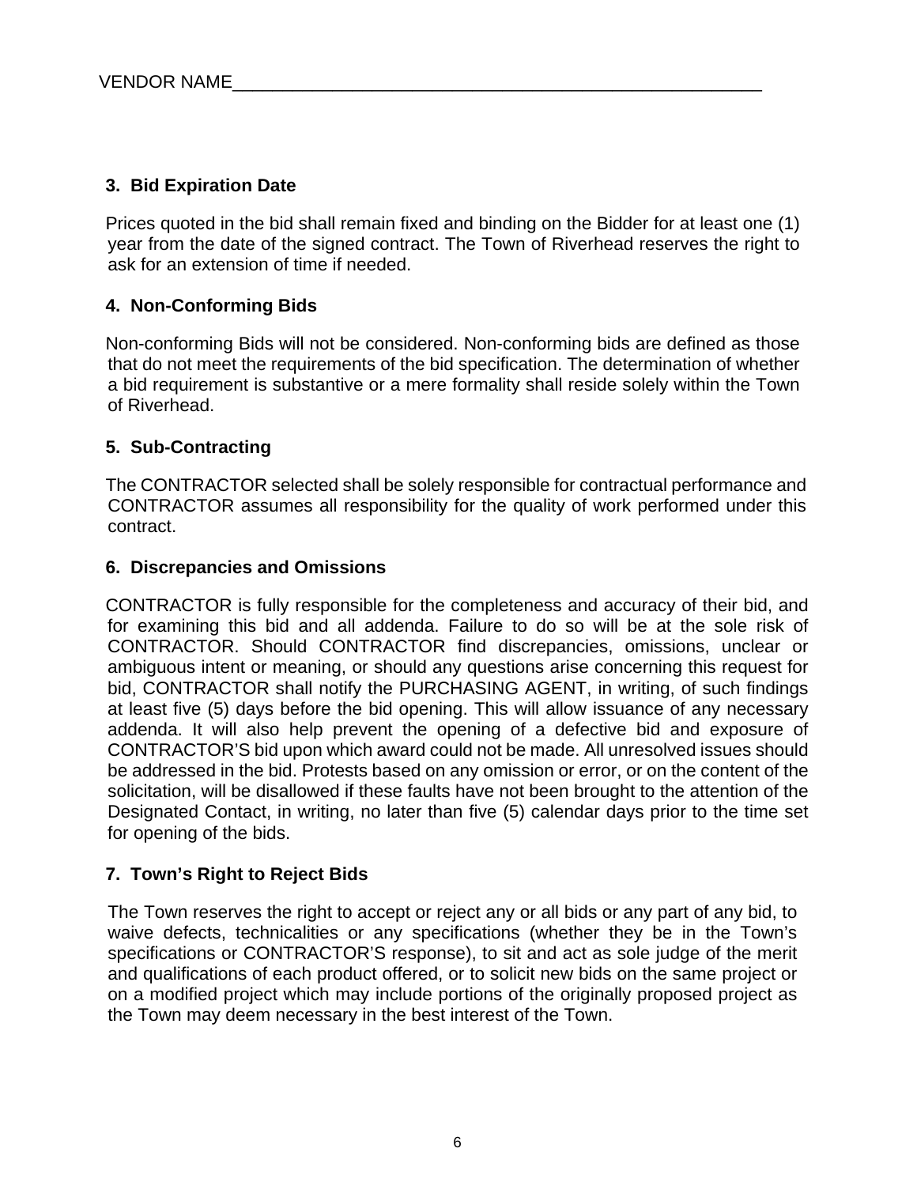VENDOR NAME_______________________________________________________

**3. Bid Expiration Date**

Prices quoted in the bid shall remain fixed and binding on the Bidder for at least one (1) year from the date of the signed contract. The Town of Riverhead reserves the right to ask for an extension of time if needed.

**4. Non-Conforming Bids**

Non-conforming Bids will not be considered. Non-conforming bids are defined as those that do not meet the requirements of the bid specification. The determination of whether a bid requirement is substantive or a mere formality shall reside solely within the Town of Riverhead.

**5. Sub-Contracting**

The CONTRACTOR selected shall be solely responsible for contractual performance and CONTRACTOR assumes all responsibility for the quality of work performed under this contract.

**6. Discrepancies and Omissions**

CONTRACTOR is fully responsible for the completeness and accuracy of their bid, and for examining this bid and all addenda. Failure to do so will be at the sole risk of CONTRACTOR. Should CONTRACTOR find discrepancies, omissions, unclear or ambiguous intent or meaning, or should any questions arise concerning this request for bid, CONTRACTOR shall notify the PURCHASING AGENT, in writing, of such findings at least five (5) days before the bid opening. This will allow issuance of any necessary addenda. It will also help prevent the opening of a defective bid and exposure of CONTRACTOR'S bid upon which award could not be made. All unresolved issues should be addressed in the bid. Protests based on any omission or error, or on the content of the solicitation, will be disallowed if these faults have not been brought to the attention of the Designated Contact, in writing, no later than five (5) calendar days prior to the time set for opening of the bids.

**7. Town's Right to Reject Bids**

The Town reserves the right to accept or reject any or all bids or any part of any bid, to waive defects, technicalities or any specifications (whether they be in the Town's specifications or CONTRACTOR'S response), to sit and act as sole judge of the merit and qualifications of each product offered, or to solicit new bids on the same project or on a modified project which may include portions of the originally proposed project as the Town may deem necessary in the best interest of the Town.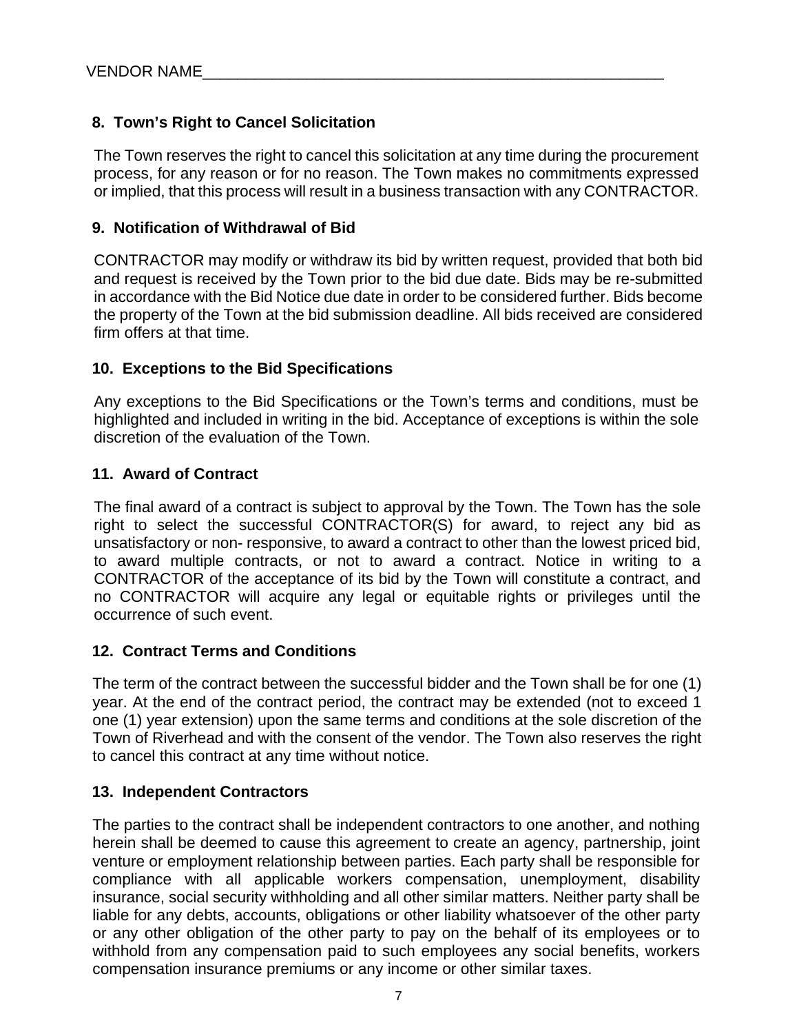VENDOR NAME_______________________________________________________

### 8. Town's Right to Cancel Solicitation

The Town reserves the right to cancel this solicitation at any time during the procurement process, for any reason or for no reason. The Town makes no commitments expressed or implied, that this process will result in a business transaction with any CONTRACTOR.

### 9. Notification of Withdrawal of Bid

CONTRACTOR may modify or withdraw its bid by written request, provided that both bid and request is received by the Town prior to the bid due date. Bids may be re-submitted in accordance with the Bid Notice due date in order to be considered further. Bids become the property of the Town at the bid submission deadline. All bids received are considered firm offers at that time.

### 10. Exceptions to the Bid Specifications

Any exceptions to the Bid Specifications or the Town's terms and conditions, must be highlighted and included in writing in the bid. Acceptance of exceptions is within the sole discretion of the evaluation of the Town.

### 11. Award of Contract

The final award of a contract is subject to approval by the Town. The Town has the sole right to select the successful CONTRACTOR(S) for award, to reject any bid as unsatisfactory or non- responsive, to award a contract to other than the lowest priced bid, to award multiple contracts, or not to award a contract. Notice in writing to a CONTRACTOR of the acceptance of its bid by the Town will constitute a contract, and no CONTRACTOR will acquire any legal or equitable rights or privileges until the occurrence of such event.

### 12. Contract Terms and Conditions

The term of the contract between the successful bidder and the Town shall be for one (1) year. At the end of the contract period, the contract may be extended (not to exceed 1 one (1) year extension) upon the same terms and conditions at the sole discretion of the Town of Riverhead and with the consent of the vendor. The Town also reserves the right to cancel this contract at any time without notice.

### 13. Independent Contractors

The parties to the contract shall be independent contractors to one another, and nothing herein shall be deemed to cause this agreement to create an agency, partnership, joint venture or employment relationship between parties. Each party shall be responsible for compliance with all applicable workers compensation, unemployment, disability insurance, social security withholding and all other similar matters. Neither party shall be liable for any debts, accounts, obligations or other liability whatsoever of the other party or any other obligation of the other party to pay on the behalf of its employees or to withhold from any compensation paid to such employees any social benefits, workers compensation insurance premiums or any income or other similar taxes.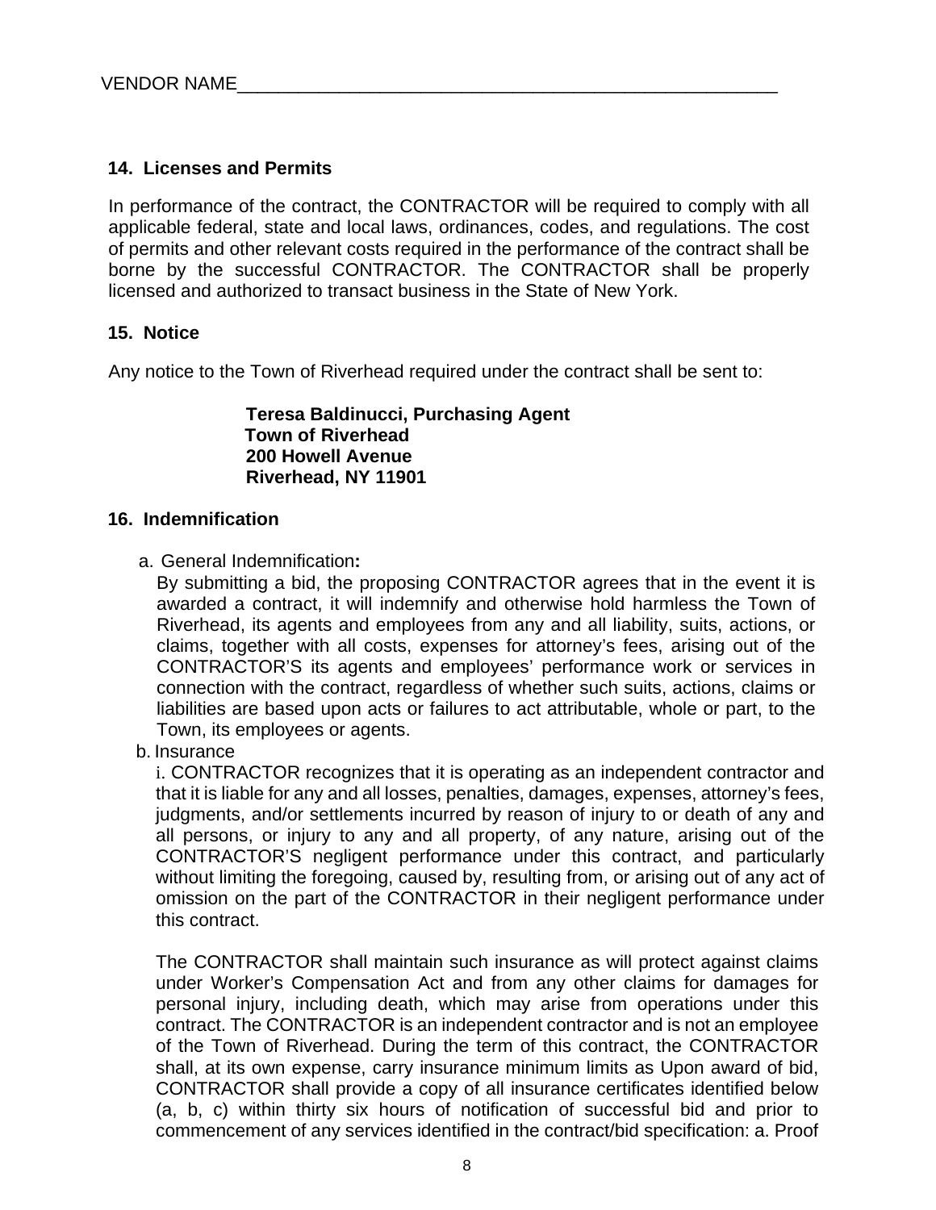VENDOR NAME_______________________________________________________

**14. Licenses and Permits**

In performance of the contract, the CONTRACTOR will be required to comply with all applicable federal, state and local laws, ordinances, codes, and regulations. The cost of permits and other relevant costs required in the performance of the contract shall be borne by the successful CONTRACTOR. The CONTRACTOR shall be properly licensed and authorized to transact business in the State of New York.

**15. Notice**

Any notice to the Town of Riverhead required under the contract shall be sent to:

> **Teresa Baldinucci, Purchasing Agent**
> **Town of Riverhead**
> **200 Howell Avenue**
> **Riverhead, NY 11901**

**16. Indemnification**

a. General Indemnification**:**
By submitting a bid, the proposing CONTRACTOR agrees that in the event it is awarded a contract, it will indemnify and otherwise hold harmless the Town of Riverhead, its agents and employees from any and all liability, suits, actions, or claims, together with all costs, expenses for attorney's fees, arising out of the CONTRACTOR'S its agents and employees' performance work or services in connection with the contract, regardless of whether such suits, actions, claims or liabilities are based upon acts or failures to act attributable, whole or part, to the Town, its employees or agents.

b. Insurance
i. CONTRACTOR recognizes that it is operating as an independent contractor and that it is liable for any and all losses, penalties, damages, expenses, attorney's fees, judgments, and/or settlements incurred by reason of injury to or death of any and all persons, or injury to any and all property, of any nature, arising out of the CONTRACTOR'S negligent performance under this contract, and particularly without limiting the foregoing, caused by, resulting from, or arising out of any act of omission on the part of the CONTRACTOR in their negligent performance under this contract.

The CONTRACTOR shall maintain such insurance as will protect against claims under Worker's Compensation Act and from any other claims for damages for personal injury, including death, which may arise from operations under this contract. The CONTRACTOR is an independent contractor and is not an employee of the Town of Riverhead. During the term of this contract, the CONTRACTOR shall, at its own expense, carry insurance minimum limits as Upon award of bid, CONTRACTOR shall provide a copy of all insurance certificates identified below (a, b, c) within thirty six hours of notification of successful bid and prior to commencement of any services identified in the contract/bid specification: a. Proof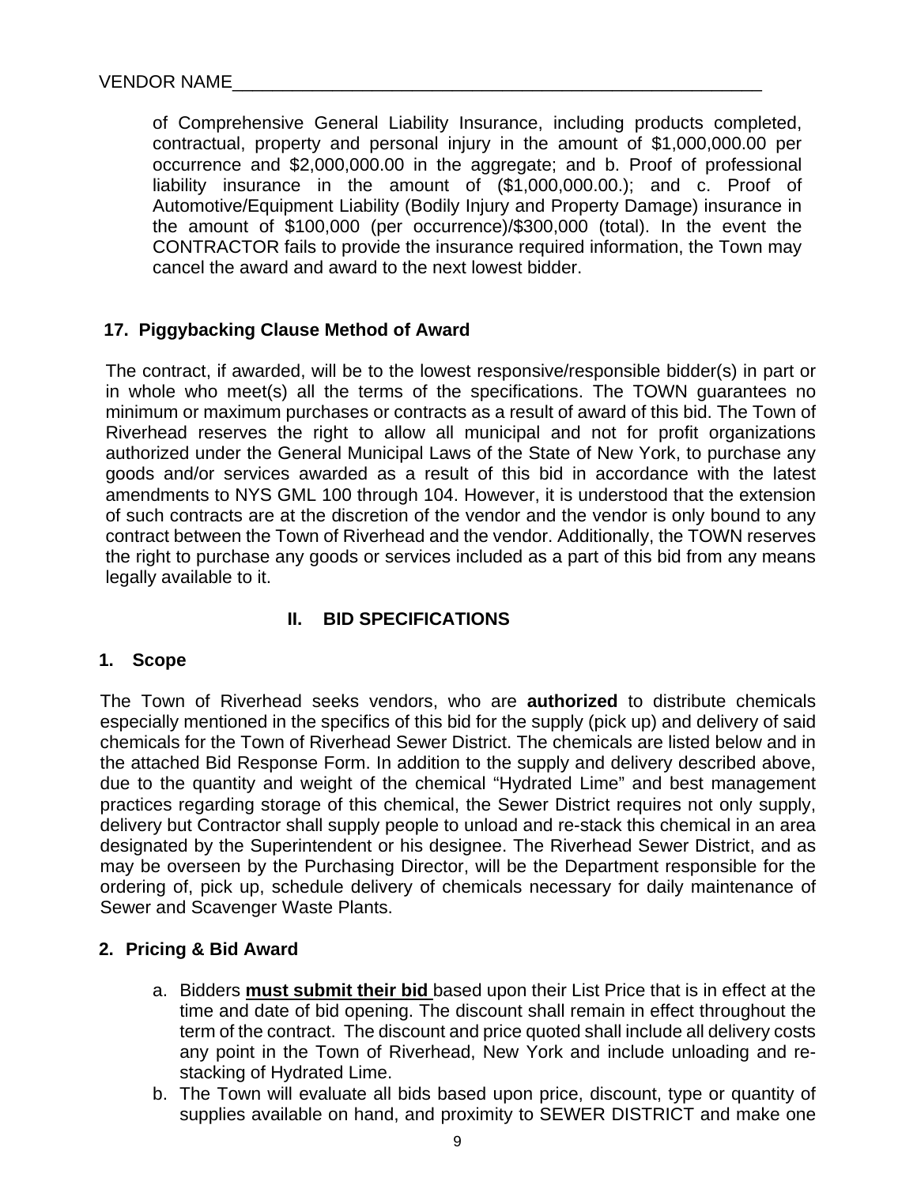VENDOR NAME_______________________________________________________

of Comprehensive General Liability Insurance, including products completed, contractual, property and personal injury in the amount of $1,000,000.00 per occurrence and $2,000,000.00 in the aggregate; and b. Proof of professional liability insurance in the amount of ($1,000,000.00.); and c. Proof of Automotive/Equipment Liability (Bodily Injury and Property Damage) insurance in the amount of $100,000 (per occurrence)/$300,000 (total). In the event the CONTRACTOR fails to provide the insurance required information, the Town may cancel the award and award to the next lowest bidder.

**17. Piggybacking Clause Method of Award**

The contract, if awarded, will be to the lowest responsive/responsible bidder(s) in part or in whole who meet(s) all the terms of the specifications. The TOWN guarantees no minimum or maximum purchases or contracts as a result of award of this bid. The Town of Riverhead reserves the right to allow all municipal and not for profit organizations authorized under the General Municipal Laws of the State of New York, to purchase any goods and/or services awarded as a result of this bid in accordance with the latest amendments to NYS GML 100 through 104. However, it is understood that the extension of such contracts are at the discretion of the vendor and the vendor is only bound to any contract between the Town of Riverhead and the vendor. Additionally, the TOWN reserves the right to purchase any goods or services included as a part of this bid from any means legally available to it.

## II. BID SPECIFICATIONS

**1. Scope**

The Town of Riverhead seeks vendors, who are **authorized** to distribute chemicals especially mentioned in the specifics of this bid for the supply (pick up) and delivery of said chemicals for the Town of Riverhead Sewer District. The chemicals are listed below and in the attached Bid Response Form. In addition to the supply and delivery described above, due to the quantity and weight of the chemical "Hydrated Lime" and best management practices regarding storage of this chemical, the Sewer District requires not only supply, delivery but Contractor shall supply people to unload and re-stack this chemical in an area designated by the Superintendent or his designee. The Riverhead Sewer District, and as may be overseen by the Purchasing Director, will be the Department responsible for the ordering of, pick up, schedule delivery of chemicals necessary for daily maintenance of Sewer and Scavenger Waste Plants.

**2. Pricing & Bid Award**

a. Bidders **<u>must submit their bid</u>** based upon their List Price that is in effect at the time and date of bid opening. The discount shall remain in effect throughout the term of the contract. The discount and price quoted shall include all delivery costs any point in the Town of Riverhead, New York and include unloading and re-stacking of Hydrated Lime.

b. The Town will evaluate all bids based upon price, discount, type or quantity of supplies available on hand, and proximity to SEWER DISTRICT and make one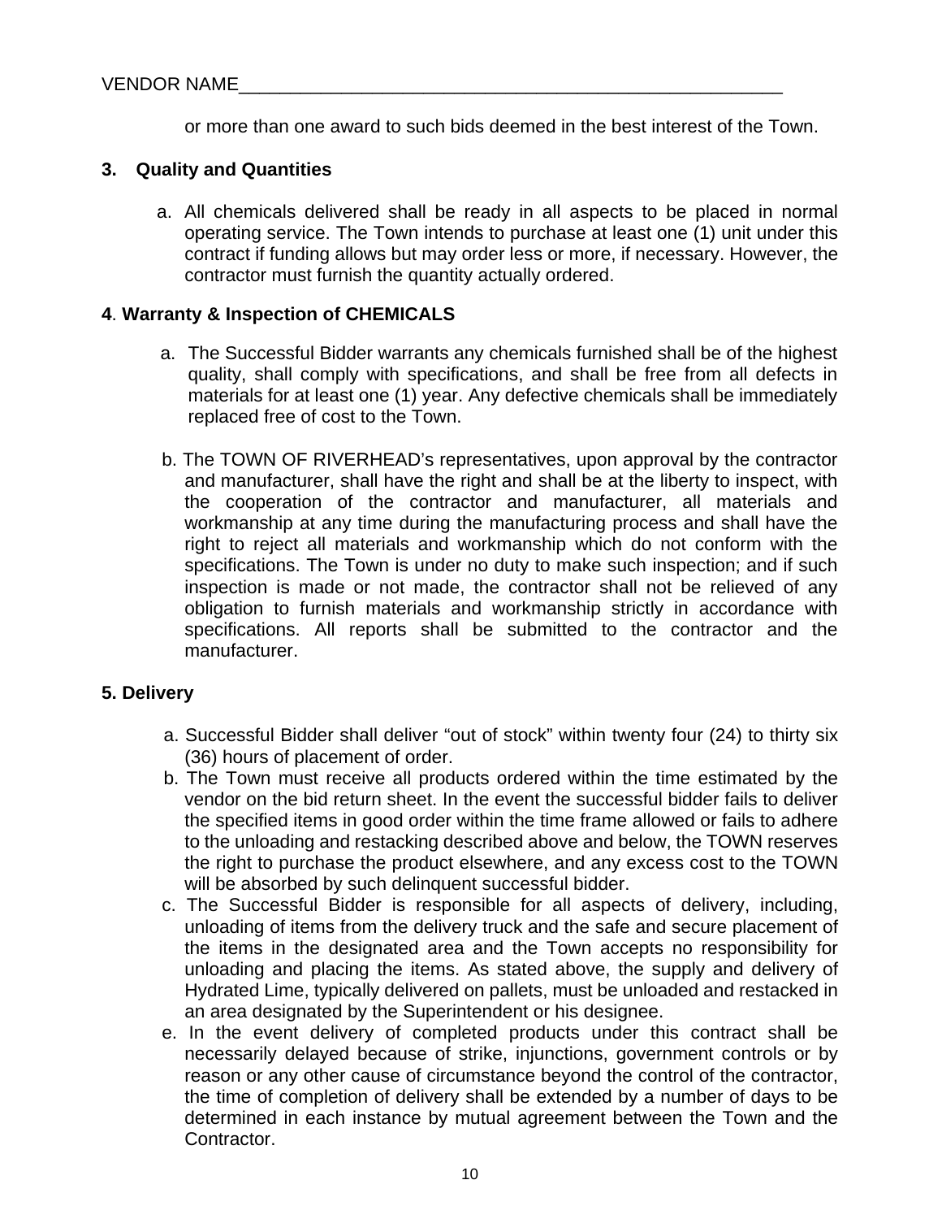VENDOR NAME_______________________________________________________

or more than one award to such bids deemed in the best interest of the Town.

**3. Quality and Quantities**

a. All chemicals delivered shall be ready in all aspects to be placed in normal operating service. The Town intends to purchase at least one (1) unit under this contract if funding allows but may order less or more, if necessary. However, the contractor must furnish the quantity actually ordered.

**4. Warranty & Inspection of CHEMICALS**

a. The Successful Bidder warrants any chemicals furnished shall be of the highest quality, shall comply with specifications, and shall be free from all defects in materials for at least one (1) year. Any defective chemicals shall be immediately replaced free of cost to the Town.

b. The TOWN OF RIVERHEAD's representatives, upon approval by the contractor and manufacturer, shall have the right and shall be at the liberty to inspect, with the cooperation of the contractor and manufacturer, all materials and workmanship at any time during the manufacturing process and shall have the right to reject all materials and workmanship which do not conform with the specifications. The Town is under no duty to make such inspection; and if such inspection is made or not made, the contractor shall not be relieved of any obligation to furnish materials and workmanship strictly in accordance with specifications. All reports shall be submitted to the contractor and the manufacturer.

**5. Delivery**

a. Successful Bidder shall deliver "out of stock" within twenty four (24) to thirty six (36) hours of placement of order.

b. The Town must receive all products ordered within the time estimated by the vendor on the bid return sheet. In the event the successful bidder fails to deliver the specified items in good order within the time frame allowed or fails to adhere to the unloading and restacking described above and below, the TOWN reserves the right to purchase the product elsewhere, and any excess cost to the TOWN will be absorbed by such delinquent successful bidder.

c. The Successful Bidder is responsible for all aspects of delivery, including, unloading of items from the delivery truck and the safe and secure placement of the items in the designated area and the Town accepts no responsibility for unloading and placing the items. As stated above, the supply and delivery of Hydrated Lime, typically delivered on pallets, must be unloaded and restacked in an area designated by the Superintendent or his designee.

e. In the event delivery of completed products under this contract shall be necessarily delayed because of strike, injunctions, government controls or by reason or any other cause of circumstance beyond the control of the contractor, the time of completion of delivery shall be extended by a number of days to be determined in each instance by mutual agreement between the Town and the Contractor.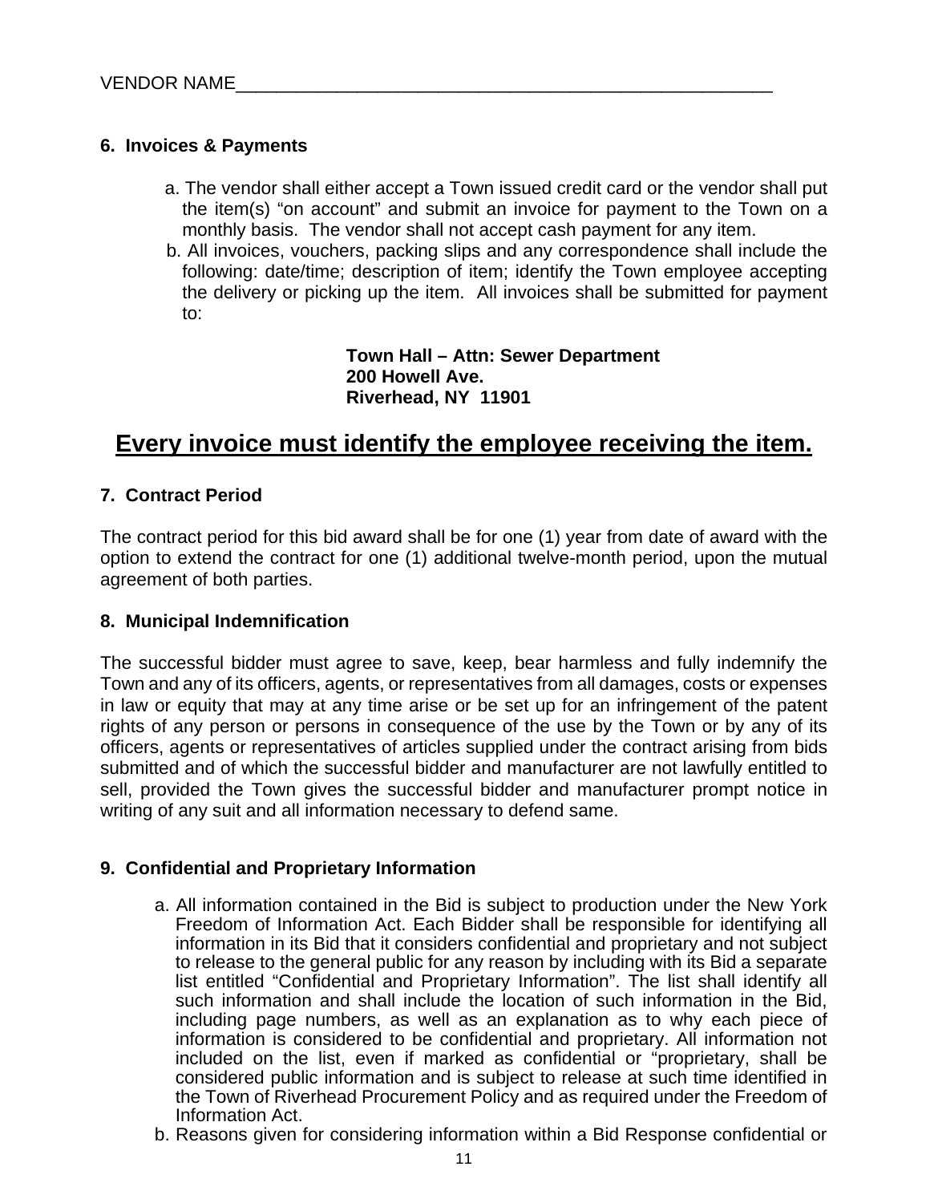VENDOR NAME_______________________________________________________

**6. Invoices & Payments**

a. The vendor shall either accept a Town issued credit card or the vendor shall put the item(s) "on account" and submit an invoice for payment to the Town on a monthly basis. The vendor shall not accept cash payment for any item.

b. All invoices, vouchers, packing slips and any correspondence shall include the following: date/time; description of item; identify the Town employee accepting the delivery or picking up the item. All invoices shall be submitted for payment to:

> **Town Hall – Attn: Sewer Department**
> **200 Howell Ave.**
> **Riverhead, NY 11901**

## <u>Every invoice must identify the employee receiving the item.</u>

**7. Contract Period**

The contract period for this bid award shall be for one (1) year from date of award with the option to extend the contract for one (1) additional twelve-month period, upon the mutual agreement of both parties.

**8. Municipal Indemnification**

The successful bidder must agree to save, keep, bear harmless and fully indemnify the Town and any of its officers, agents, or representatives from all damages, costs or expenses in law or equity that may at any time arise or be set up for an infringement of the patent rights of any person or persons in consequence of the use by the Town or by any of its officers, agents or representatives of articles supplied under the contract arising from bids submitted and of which the successful bidder and manufacturer are not lawfully entitled to sell, provided the Town gives the successful bidder and manufacturer prompt notice in writing of any suit and all information necessary to defend same.

**9. Confidential and Proprietary Information**

a. All information contained in the Bid is subject to production under the New York Freedom of Information Act. Each Bidder shall be responsible for identifying all information in its Bid that it considers confidential and proprietary and not subject to release to the general public for any reason by including with its Bid a separate list entitled "Confidential and Proprietary Information". The list shall identify all such information and shall include the location of such information in the Bid, including page numbers, as well as an explanation as to why each piece of information is considered to be confidential and proprietary. All information not included on the list, even if marked as confidential or "proprietary, shall be considered public information and is subject to release at such time identified in the Town of Riverhead Procurement Policy and as required under the Freedom of Information Act.

b. Reasons given for considering information within a Bid Response confidential or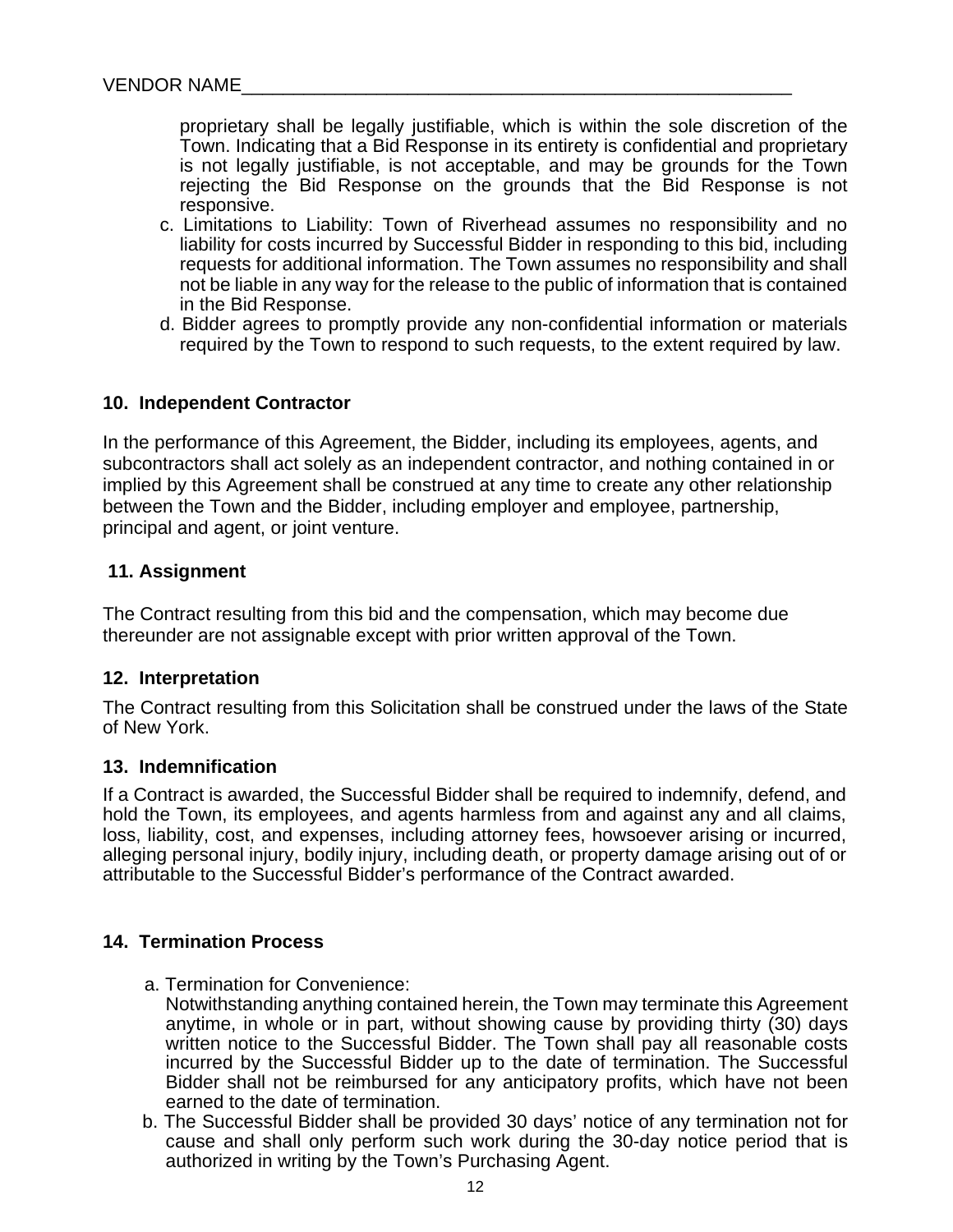VENDOR NAME_______________________________________________________

proprietary shall be legally justifiable, which is within the sole discretion of the Town. Indicating that a Bid Response in its entirety is confidential and proprietary is not legally justifiable, is not acceptable, and may be grounds for the Town rejecting the Bid Response on the grounds that the Bid Response is not responsive.

c. Limitations to Liability: Town of Riverhead assumes no responsibility and no liability for costs incurred by Successful Bidder in responding to this bid, including requests for additional information. The Town assumes no responsibility and shall not be liable in any way for the release to the public of information that is contained in the Bid Response.

d. Bidder agrees to promptly provide any non-confidential information or materials required by the Town to respond to such requests, to the extent required by law.

### 10. Independent Contractor

In the performance of this Agreement, the Bidder, including its employees, agents, and subcontractors shall act solely as an independent contractor, and nothing contained in or implied by this Agreement shall be construed at any time to create any other relationship between the Town and the Bidder, including employer and employee, partnership, principal and agent, or joint venture.

### 11. Assignment

The Contract resulting from this bid and the compensation, which may become due thereunder are not assignable except with prior written approval of the Town.

### 12. Interpretation

The Contract resulting from this Solicitation shall be construed under the laws of the State of New York.

### 13. Indemnification

If a Contract is awarded, the Successful Bidder shall be required to indemnify, defend, and hold the Town, its employees, and agents harmless from and against any and all claims, loss, liability, cost, and expenses, including attorney fees, howsoever arising or incurred, alleging personal injury, bodily injury, including death, or property damage arising out of or attributable to the Successful Bidder's performance of the Contract awarded.

### 14. Termination Process

a. Termination for Convenience:
Notwithstanding anything contained herein, the Town may terminate this Agreement anytime, in whole or in part, without showing cause by providing thirty (30) days written notice to the Successful Bidder. The Town shall pay all reasonable costs incurred by the Successful Bidder up to the date of termination. The Successful Bidder shall not be reimbursed for any anticipatory profits, which have not been earned to the date of termination.

b. The Successful Bidder shall be provided 30 days' notice of any termination not for cause and shall only perform such work during the 30-day notice period that is authorized in writing by the Town's Purchasing Agent.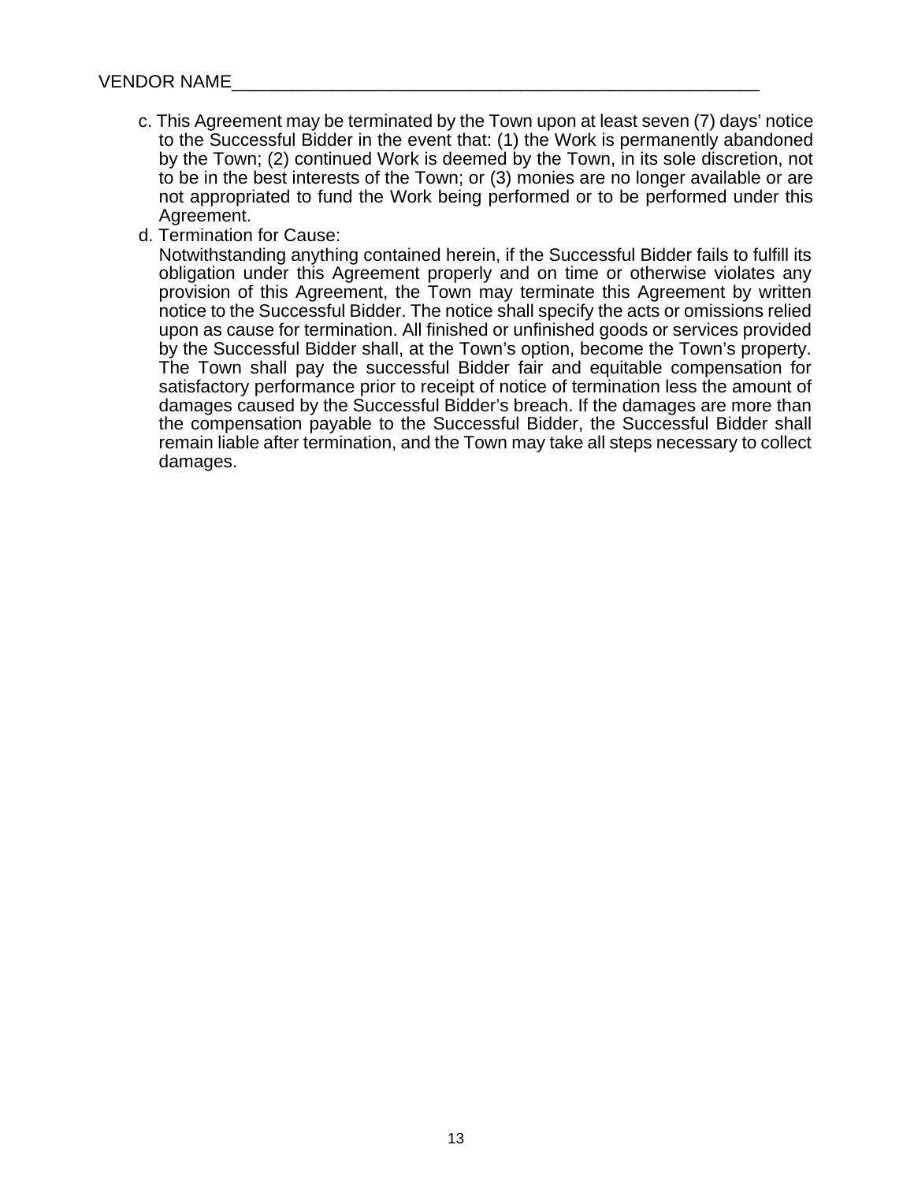VENDOR NAME_______________________________________________________

c. This Agreement may be terminated by the Town upon at least seven (7) days' notice to the Successful Bidder in the event that: (1) the Work is permanently abandoned by the Town; (2) continued Work is deemed by the Town, in its sole discretion, not to be in the best interests of the Town; or (3) monies are no longer available or are not appropriated to fund the Work being performed or to be performed under this Agreement.

d. Termination for Cause:
Notwithstanding anything contained herein, if the Successful Bidder fails to fulfill its obligation under this Agreement properly and on time or otherwise violates any provision of this Agreement, the Town may terminate this Agreement by written notice to the Successful Bidder. The notice shall specify the acts or omissions relied upon as cause for termination. All finished or unfinished goods or services provided by the Successful Bidder shall, at the Town's option, become the Town's property. The Town shall pay the successful Bidder fair and equitable compensation for satisfactory performance prior to receipt of notice of termination less the amount of damages caused by the Successful Bidder's breach. If the damages are more than the compensation payable to the Successful Bidder, the Successful Bidder shall remain liable after termination, and the Town may take all steps necessary to collect damages.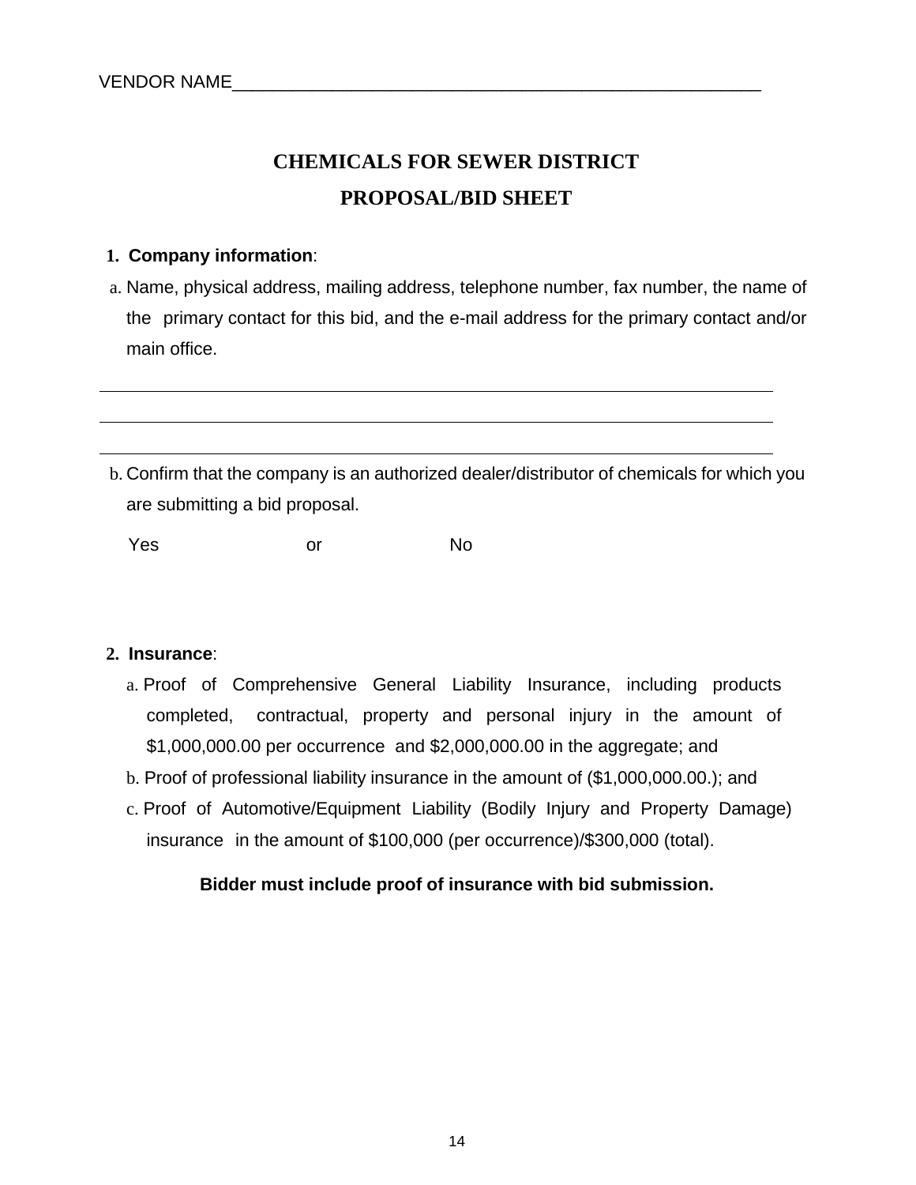VENDOR NAME______________________________________________________

# CHEMICALS FOR SEWER DISTRICT

# PROPOSAL/BID SHEET

**1. Company information**:

a. Name, physical address, mailing address, telephone number, fax number, the name of the primary contact for this bid, and the e-mail address for the primary contact and/or main office.

______________________________________________________________________________

______________________________________________________________________________

______________________________________________________________________________

b. Confirm that the company is an authorized dealer/distributor of chemicals for which you are submitting a bid proposal.

Yes                    or                    No

**2. Insurance**:

a. Proof of Comprehensive General Liability Insurance, including products completed, contractual, property and personal injury in the amount of $1,000,000.00 per occurrence and $2,000,000.00 in the aggregate; and

b. Proof of professional liability insurance in the amount of ($1,000,000.00.); and

c. Proof of Automotive/Equipment Liability (Bodily Injury and Property Damage) insurance in the amount of $100,000 (per occurrence)/$300,000 (total).

**Bidder must include proof of insurance with bid submission.**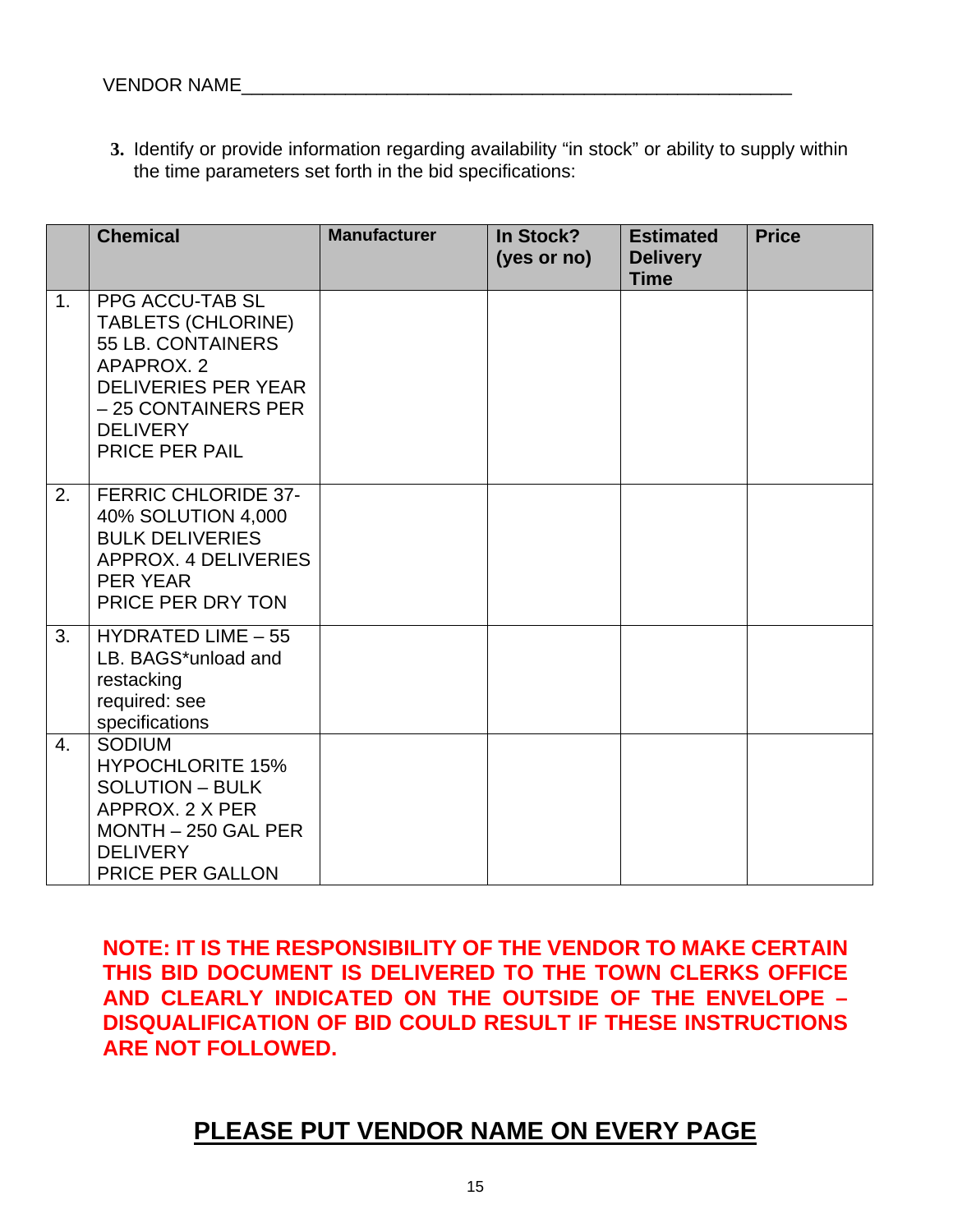VENDOR NAME_______________________________________________________

**3.** Identify or provide information regarding availability "in stock" or ability to supply within the time parameters set forth in the bid specifications:

| | **Chemical** | **Manufacturer** | **In Stock? (yes or no)** | **Estimated Delivery Time** | **Price** |
|---|---|---|---|---|---|
| 1. | PPG ACCU-TAB SL TABLETS (CHLORINE) 55 LB. CONTAINERS APAPROX. 2 DELIVERIES PER YEAR – 25 CONTAINERS PER DELIVERY PRICE PER PAIL | | | | |
| 2. | FERRIC CHLORIDE 37-40% SOLUTION 4,000 BULK DELIVERIES APPROX. 4 DELIVERIES PER YEAR PRICE PER DRY TON | | | | |
| 3. | HYDRATED LIME – 55 LB. BAGS*unload and restacking required: see specifications | | | | |
| 4. | SODIUM HYPOCHLORITE 15% SOLUTION – BULK APPROX. 2 X PER MONTH – 250 GAL PER DELIVERY PRICE PER GALLON | | | | |

**NOTE: IT IS THE RESPONSIBILITY OF THE VENDOR TO MAKE CERTAIN THIS BID DOCUMENT IS DELIVERED TO THE TOWN CLERKS OFFICE AND CLEARLY INDICATED ON THE OUTSIDE OF THE ENVELOPE – DISQUALIFICATION OF BID COULD RESULT IF THESE INSTRUCTIONS ARE NOT FOLLOWED.**

## PLEASE PUT VENDOR NAME ON EVERY PAGE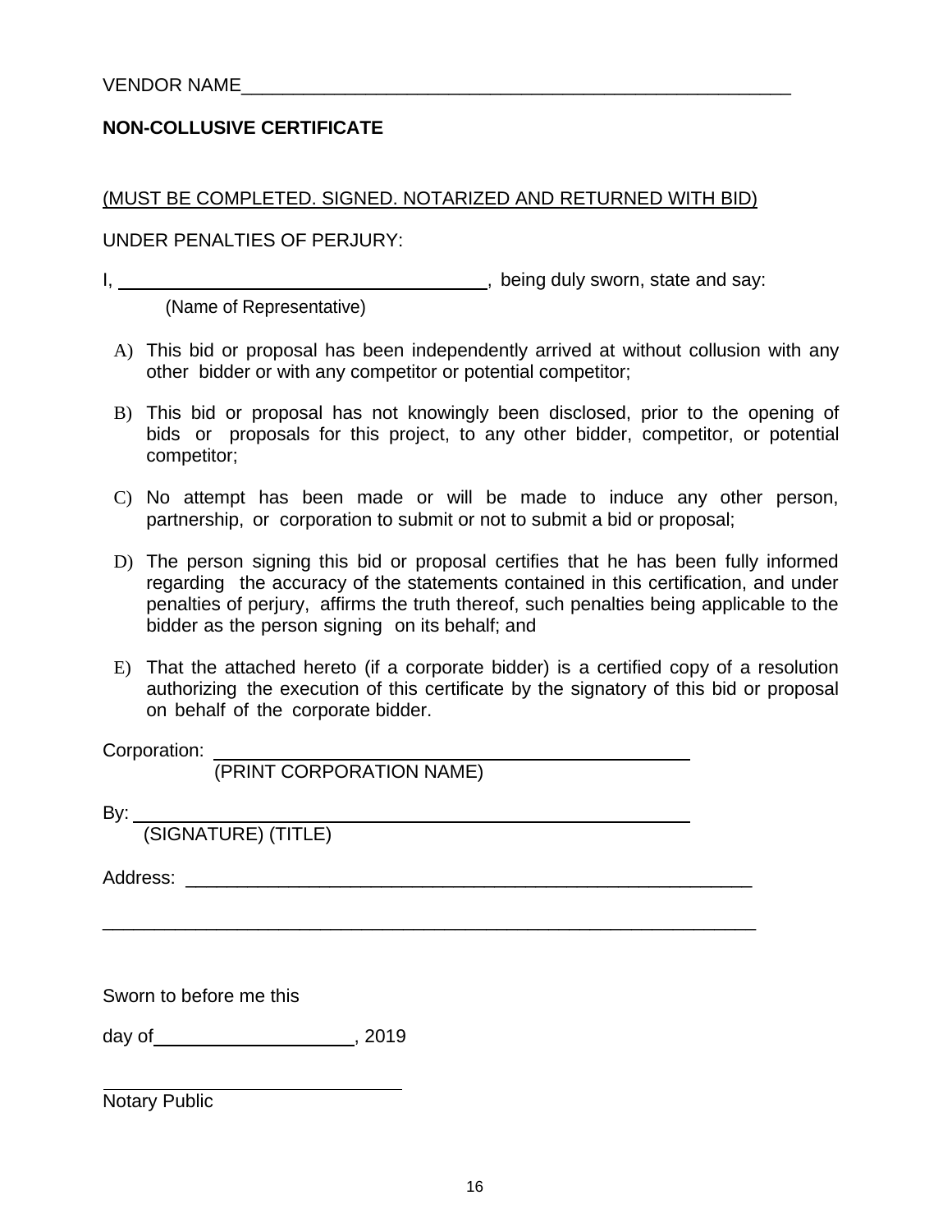VENDOR NAME_______________________________________________________

**NON-COLLUSIVE CERTIFICATE**

(MUST BE COMPLETED. SIGNED. NOTARIZED AND RETURNED WITH BID)

UNDER PENALTIES OF PERJURY:

I, ______________________________________, being duly sworn, state and say:
(Name of Representative)

A) This bid or proposal has been independently arrived at without collusion with any other bidder or with any competitor or potential competitor;

B) This bid or proposal has not knowingly been disclosed, prior to the opening of bids or proposals for this project, to any other bidder, competitor, or potential competitor;

C) No attempt has been made or will be made to induce any other person, partnership, or corporation to submit or not to submit a bid or proposal;

D) The person signing this bid or proposal certifies that he has been fully informed regarding the accuracy of the statements contained in this certification, and under penalties of perjury, affirms the truth thereof, such penalties being applicable to the bidder as the person signing on its behalf; and

E) That the attached hereto (if a corporate bidder) is a certified copy of a resolution authorizing the execution of this certificate by the signatory of this bid or proposal on behalf of the corporate bidder.

Corporation: ________________________________________________
(PRINT CORPORATION NAME)

By: ________________________________________________________
(SIGNATURE) (TITLE)

Address: ____________________________________________________

____________________________________________________________

Sworn to before me this

day of____________________, 2019

______________________________
Notary Public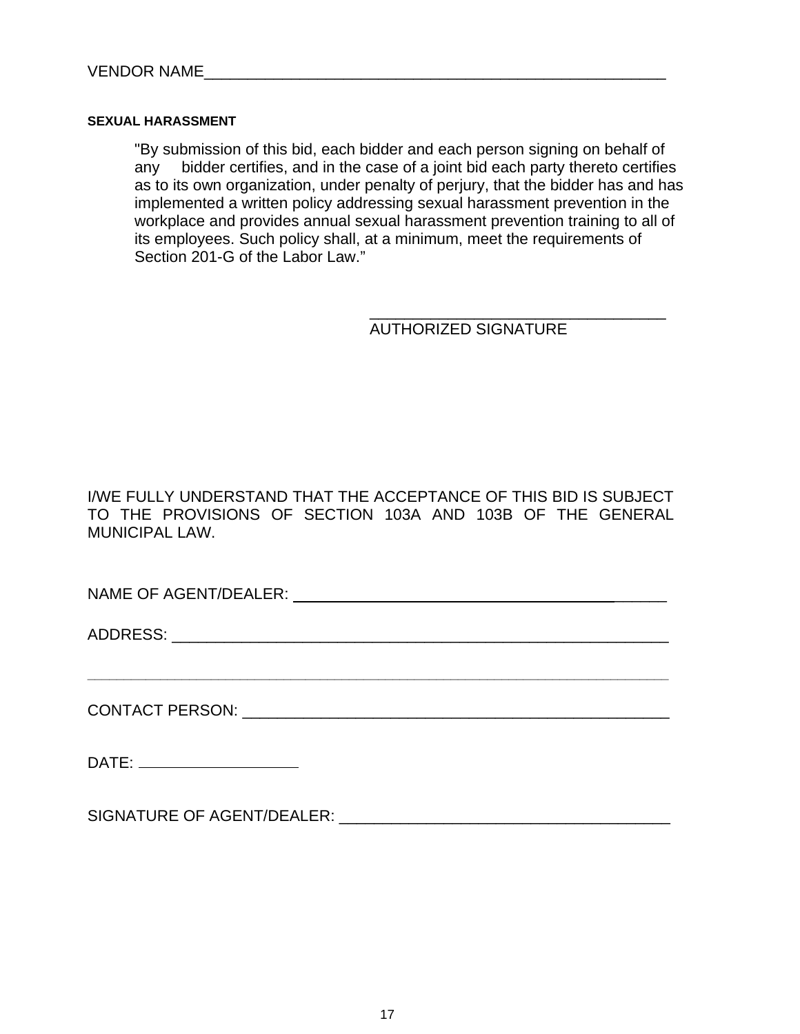VENDOR NAME_______________________________________________________

**SEXUAL HARASSMENT**

"By submission of this bid, each bidder and each person signing on behalf of any bidder certifies, and in the case of a joint bid each party thereto certifies as to its own organization, under penalty of perjury, that the bidder has and has implemented a written policy addressing sexual harassment prevention in the workplace and provides annual sexual harassment prevention training to all of its employees. Such policy shall, at a minimum, meet the requirements of Section 201-G of the Labor Law."

_________________________________
AUTHORIZED SIGNATURE

I/WE FULLY UNDERSTAND THAT THE ACCEPTANCE OF THIS BID IS SUBJECT TO THE PROVISIONS OF SECTION 103A AND 103B OF THE GENERAL MUNICIPAL LAW.

NAME OF AGENT/DEALER: ____________________________________________

ADDRESS: _______________________________________________________

_______________________________________________________________

CONTACT PERSON: ________________________________________________

DATE: __________________

SIGNATURE OF AGENT/DEALER: ____________________________________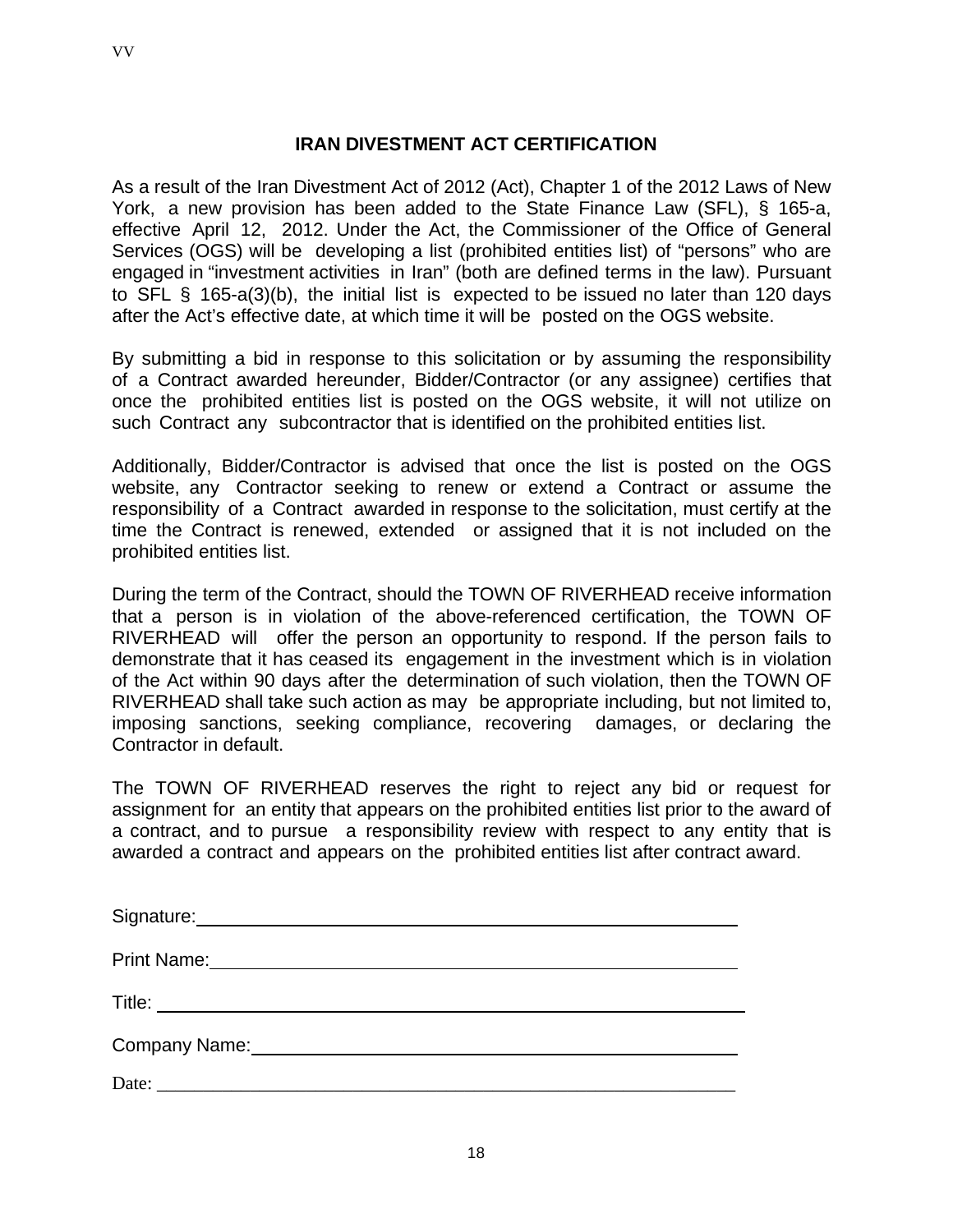## IRAN DIVESTMENT ACT CERTIFICATION

As a result of the Iran Divestment Act of 2012 (Act), Chapter 1 of the 2012 Laws of New York, a new provision has been added to the State Finance Law (SFL), § 165-a, effective April 12, 2012. Under the Act, the Commissioner of the Office of General Services (OGS) will be developing a list (prohibited entities list) of "persons" who are engaged in "investment activities in Iran" (both are defined terms in the law). Pursuant to SFL § 165-a(3)(b), the initial list is expected to be issued no later than 120 days after the Act's effective date, at which time it will be posted on the OGS website.

By submitting a bid in response to this solicitation or by assuming the responsibility of a Contract awarded hereunder, Bidder/Contractor (or any assignee) certifies that once the prohibited entities list is posted on the OGS website, it will not utilize on such Contract any subcontractor that is identified on the prohibited entities list.

Additionally, Bidder/Contractor is advised that once the list is posted on the OGS website, any Contractor seeking to renew or extend a Contract or assume the responsibility of a Contract awarded in response to the solicitation, must certify at the time the Contract is renewed, extended or assigned that it is not included on the prohibited entities list.

During the term of the Contract, should the TOWN OF RIVERHEAD receive information that a person is in violation of the above-referenced certification, the TOWN OF RIVERHEAD will offer the person an opportunity to respond. If the person fails to demonstrate that it has ceased its engagement in the investment which is in violation of the Act within 90 days after the determination of such violation, then the TOWN OF RIVERHEAD shall take such action as may be appropriate including, but not limited to, imposing sanctions, seeking compliance, recovering damages, or declaring the Contractor in default.

The TOWN OF RIVERHEAD reserves the right to reject any bid or request for assignment for an entity that appears on the prohibited entities list prior to the award of a contract, and to pursue a responsibility review with respect to any entity that is awarded a contract and appears on the prohibited entities list after contract award.

Signature:\_\_\_\_\_\_\_\_\_\_\_\_\_\_\_\_\_\_\_\_\_\_\_\_\_\_\_\_\_\_\_\_\_\_\_\_\_\_\_\_\_\_\_\_

Print Name:\_\_\_\_\_\_\_\_\_\_\_\_\_\_\_\_\_\_\_\_\_\_\_\_\_\_\_\_\_\_\_\_\_\_\_\_\_\_\_\_\_\_\_

Title: \_\_\_\_\_\_\_\_\_\_\_\_\_\_\_\_\_\_\_\_\_\_\_\_\_\_\_\_\_\_\_\_\_\_\_\_\_\_\_\_\_\_\_\_\_\_\_\_

Company Name:\_\_\_\_\_\_\_\_\_\_\_\_\_\_\_\_\_\_\_\_\_\_\_\_\_\_\_\_\_\_\_\_\_\_\_\_\_\_\_\_

Date: \_\_\_\_\_\_\_\_\_\_\_\_\_\_\_\_\_\_\_\_\_\_\_\_\_\_\_\_\_\_\_\_\_\_\_\_\_\_\_\_\_\_\_\_\_\_\_\_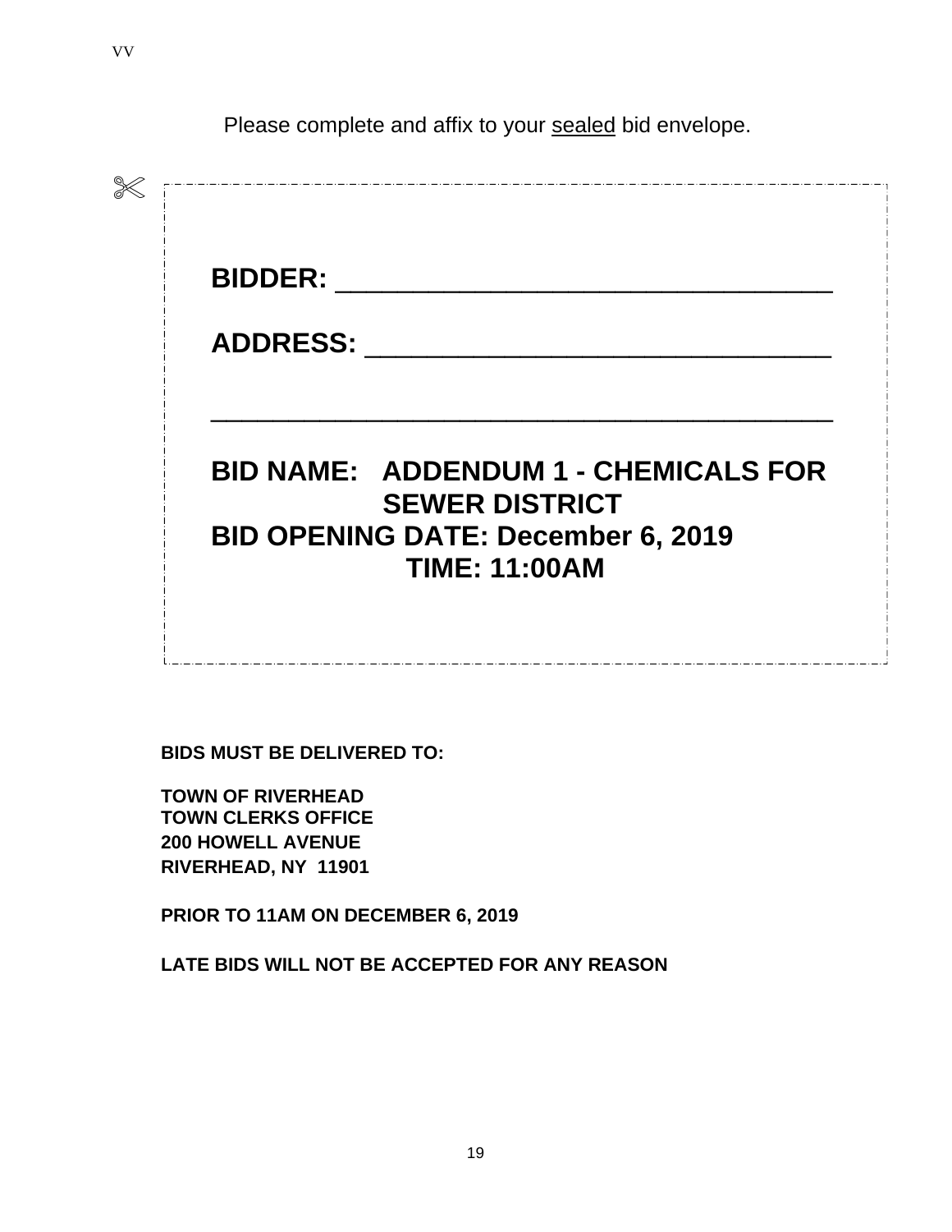VV

Please complete and affix to your sealed bid envelope.

✂

**BIDDER: \_\_\_\_\_\_\_\_\_\_\_\_\_\_\_\_\_\_\_\_\_\_\_\_\_\_\_\_\_\_\_\_\_\_**

**ADDRESS: \_\_\_\_\_\_\_\_\_\_\_\_\_\_\_\_\_\_\_\_\_\_\_\_\_\_\_\_\_\_\_\_**

**\_\_\_\_\_\_\_\_\_\_\_\_\_\_\_\_\_\_\_\_\_\_\_\_\_\_\_\_\_\_\_\_\_\_\_\_\_\_\_\_\_\_\_**

**BID NAME: ADDENDUM 1 - CHEMICALS FOR SEWER DISTRICT**

**BID OPENING DATE: December 6, 2019**

**TIME: 11:00AM**

**BIDS MUST BE DELIVERED TO:**

**TOWN OF RIVERHEAD**
**TOWN CLERKS OFFICE**
**200 HOWELL AVENUE**
**RIVERHEAD, NY 11901**

**PRIOR TO 11AM ON DECEMBER 6, 2019**

**LATE BIDS WILL NOT BE ACCEPTED FOR ANY REASON**